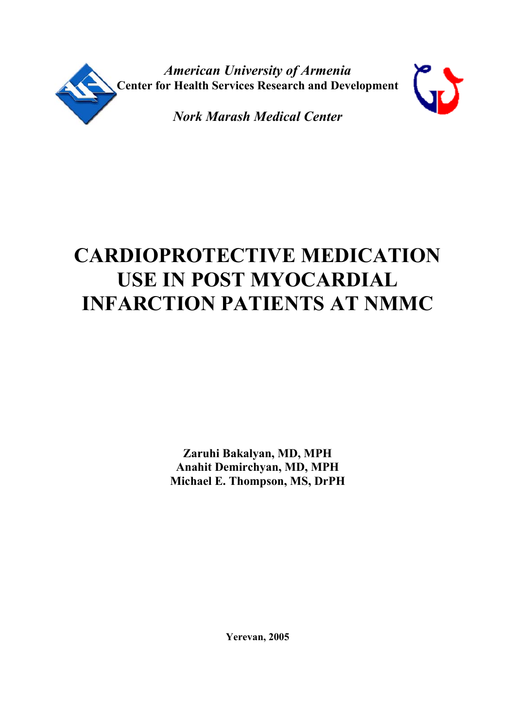*American University of Armenia*

**Center for Health Services Research and Development**

*Nork Marash Medical Center*

# CARDIOPROTECTIVE MEDICATION USE IN POST MYOCARDIAL INFARCTION PATIENTS AT NMMC

**Zaruhi Bakalyan, MD, MPH**
**Anahit Demirchyan, MD, MPH**
**Michael E. Thompson, MS, DrPH**

**Yerevan, 2005**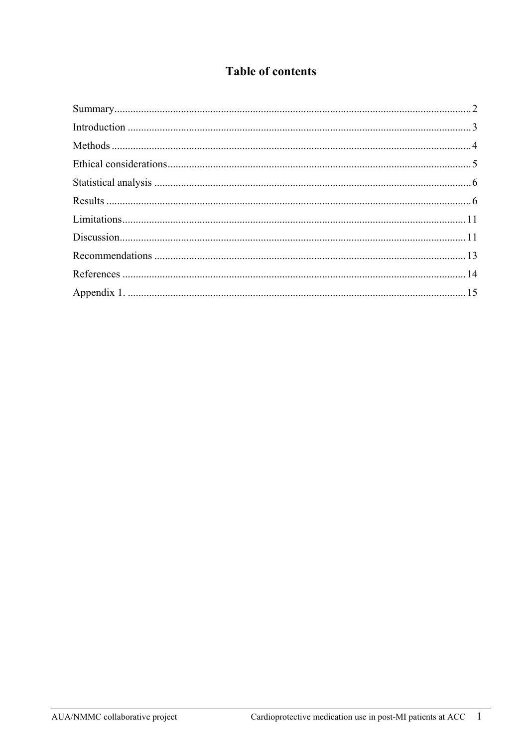# Table of contents

Summary.....2

Introduction.....3

Methods.....4

Ethical considerations.....5

Statistical analysis.....6

Results.....6

Limitations.....11

Discussion.....11

Recommendations.....13

References.....14

Appendix 1......15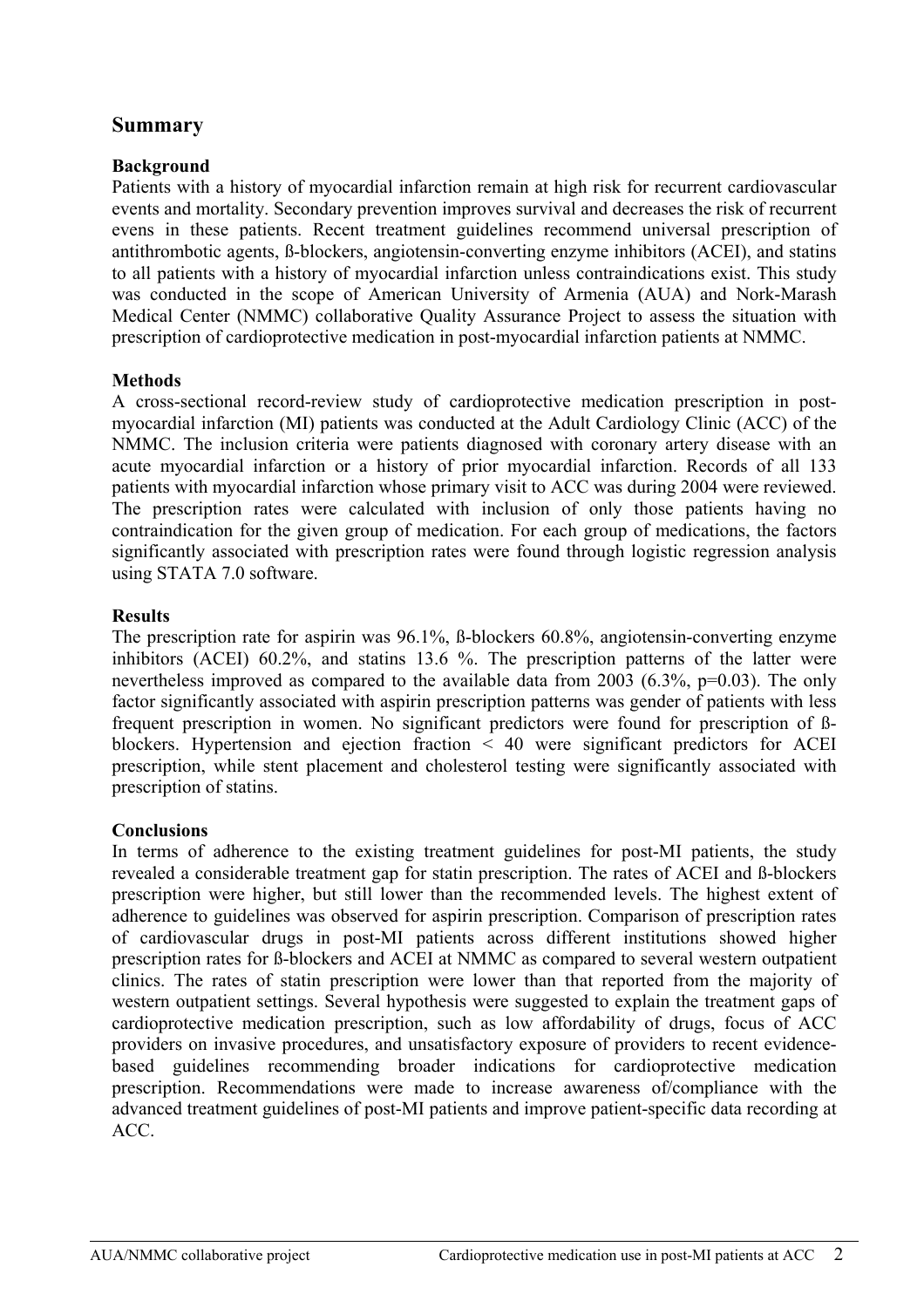## Summary

### Background

Patients with a history of myocardial infarction remain at high risk for recurrent cardiovascular events and mortality. Secondary prevention improves survival and decreases the risk of recurrent evens in these patients. Recent treatment guidelines recommend universal prescription of antithrombotic agents, ß-blockers, angiotensin-converting enzyme inhibitors (ACEI), and statins to all patients with a history of myocardial infarction unless contraindications exist. This study was conducted in the scope of American University of Armenia (AUA) and Nork-Marash Medical Center (NMMC) collaborative Quality Assurance Project to assess the situation with prescription of cardioprotective medication in post-myocardial infarction patients at NMMC.

### Methods

A cross-sectional record-review study of cardioprotective medication prescription in post-myocardial infarction (MI) patients was conducted at the Adult Cardiology Clinic (ACC) of the NMMC. The inclusion criteria were patients diagnosed with coronary artery disease with an acute myocardial infarction or a history of prior myocardial infarction. Records of all 133 patients with myocardial infarction whose primary visit to ACC was during 2004 were reviewed. The prescription rates were calculated with inclusion of only those patients having no contraindication for the given group of medication. For each group of medications, the factors significantly associated with prescription rates were found through logistic regression analysis using STATA 7.0 software.

### Results

The prescription rate for aspirin was 96.1%, ß-blockers 60.8%, angiotensin-converting enzyme inhibitors (ACEI) 60.2%, and statins 13.6 %. The prescription patterns of the latter were nevertheless improved as compared to the available data from 2003 (6.3%, $p=0.03$). The only factor significantly associated with aspirin prescription patterns was gender of patients with less frequent prescription in women. No significant predictors were found for prescription of ß-blockers. Hypertension and ejection fraction < 40 were significant predictors for ACEI prescription, while stent placement and cholesterol testing were significantly associated with prescription of statins.

### Conclusions

In terms of adherence to the existing treatment guidelines for post-MI patients, the study revealed a considerable treatment gap for statin prescription. The rates of ACEI and ß-blockers prescription were higher, but still lower than the recommended levels. The highest extent of adherence to guidelines was observed for aspirin prescription. Comparison of prescription rates of cardiovascular drugs in post-MI patients across different institutions showed higher prescription rates for ß-blockers and ACEI at NMMC as compared to several western outpatient clinics. The rates of statin prescription were lower than that reported from the majority of western outpatient settings. Several hypothesis were suggested to explain the treatment gaps of cardioprotective medication prescription, such as low affordability of drugs, focus of ACC providers on invasive procedures, and unsatisfactory exposure of providers to recent evidence-based guidelines recommending broader indications for cardioprotective medication prescription. Recommendations were made to increase awareness of/compliance with the advanced treatment guidelines of post-MI patients and improve patient-specific data recording at ACC.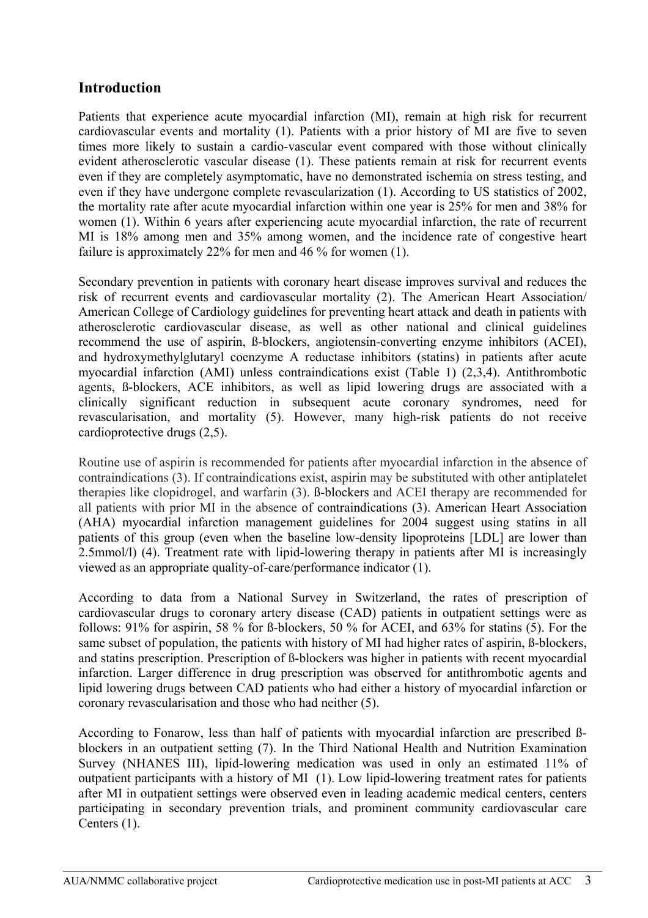## Introduction

Patients that experience acute myocardial infarction (MI), remain at high risk for recurrent cardiovascular events and mortality (1). Patients with a prior history of MI are five to seven times more likely to sustain a cardio-vascular event compared with those without clinically evident atherosclerotic vascular disease (1). These patients remain at risk for recurrent events even if they are completely asymptomatic, have no demonstrated ischemia on stress testing, and even if they have undergone complete revascularization (1). According to US statistics of 2002, the mortality rate after acute myocardial infarction within one year is 25% for men and 38% for women (1). Within 6 years after experiencing acute myocardial infarction, the rate of recurrent MI is 18% among men and 35% among women, and the incidence rate of congestive heart failure is approximately 22% for men and 46 % for women (1).

Secondary prevention in patients with coronary heart disease improves survival and reduces the risk of recurrent events and cardiovascular mortality (2). The American Heart Association/ American College of Cardiology guidelines for preventing heart attack and death in patients with atherosclerotic cardiovascular disease, as well as other national and clinical guidelines recommend the use of aspirin, ß-blockers, angiotensin-converting enzyme inhibitors (ACEI), and hydroxymethylglutaryl coenzyme A reductase inhibitors (statins) in patients after acute myocardial infarction (AMI) unless contraindications exist (Table 1) (2,3,4). Antithrombotic agents, ß-blockers, ACE inhibitors, as well as lipid lowering drugs are associated with a clinically significant reduction in subsequent acute coronary syndromes, need for revascularisation, and mortality (5). However, many high-risk patients do not receive cardioprotective drugs (2,5).

Routine use of aspirin is recommended for patients after myocardial infarction in the absence of contraindications (3). If contraindications exist, aspirin may be substituted with other antiplatelet therapies like clopidrogel, and warfarin (3). ß-blockers and ACEI therapy are recommended for all patients with prior MI in the absence of contraindications (3). American Heart Association (AHA) myocardial infarction management guidelines for 2004 suggest using statins in all patients of this group (even when the baseline low-density lipoproteins [LDL] are lower than 2.5mmol/l) (4). Treatment rate with lipid-lowering therapy in patients after MI is increasingly viewed as an appropriate quality-of-care/performance indicator (1).

According to data from a National Survey in Switzerland, the rates of prescription of cardiovascular drugs to coronary artery disease (CAD) patients in outpatient settings were as follows: 91% for aspirin, 58 % for ß-blockers, 50 % for ACEI, and 63% for statins (5). For the same subset of population, the patients with history of MI had higher rates of aspirin, ß-blockers, and statins prescription. Prescription of ß-blockers was higher in patients with recent myocardial infarction. Larger difference in drug prescription was observed for antithrombotic agents and lipid lowering drugs between CAD patients who had either a history of myocardial infarction or coronary revascularisation and those who had neither (5).

According to Fonarow, less than half of patients with myocardial infarction are prescribed ß-blockers in an outpatient setting (7). In the Third National Health and Nutrition Examination Survey (NHANES III), lipid-lowering medication was used in only an estimated 11% of outpatient participants with a history of MI (1). Low lipid-lowering treatment rates for patients after MI in outpatient settings were observed even in leading academic medical centers, centers participating in secondary prevention trials, and prominent community cardiovascular care Centers (1).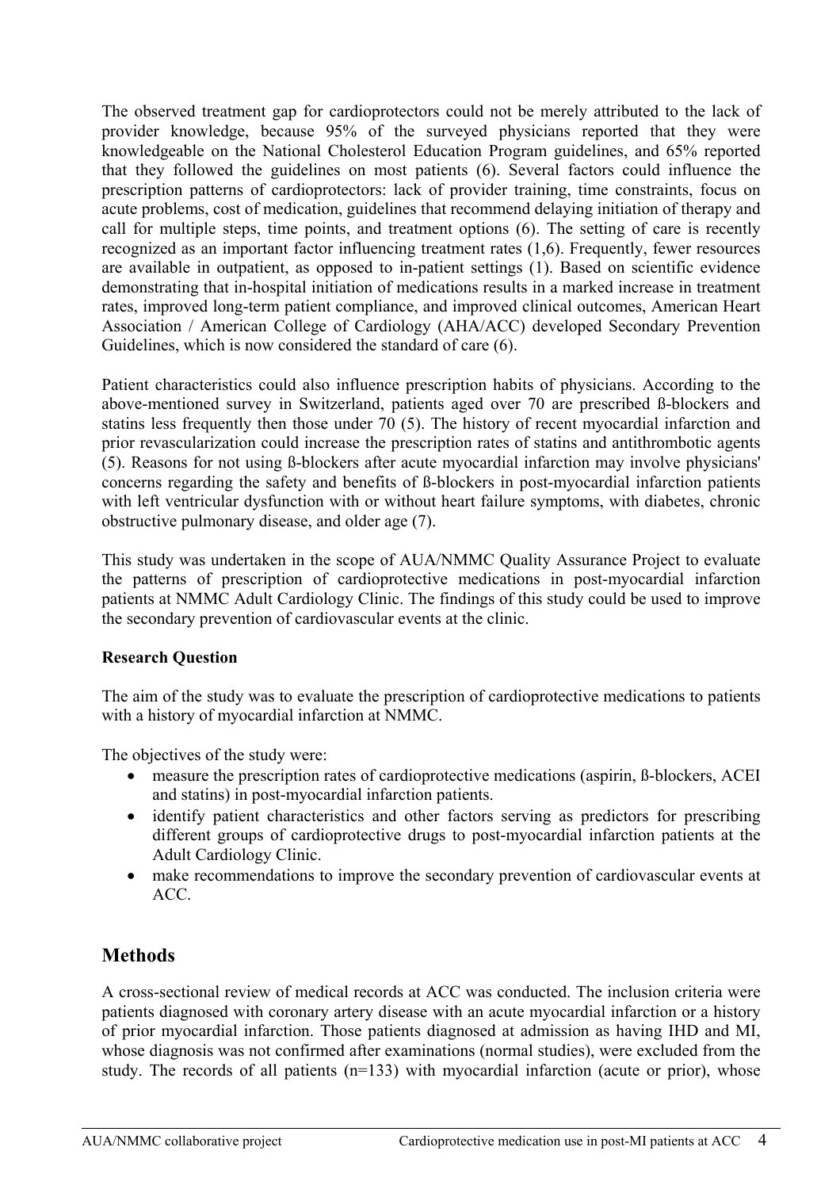The observed treatment gap for cardioprotectors could not be merely attributed to the lack of provider knowledge, because 95% of the surveyed physicians reported that they were knowledgeable on the National Cholesterol Education Program guidelines, and 65% reported that they followed the guidelines on most patients (6). Several factors could influence the prescription patterns of cardioprotectors: lack of provider training, time constraints, focus on acute problems, cost of medication, guidelines that recommend delaying initiation of therapy and call for multiple steps, time points, and treatment options (6). The setting of care is recently recognized as an important factor influencing treatment rates (1,6). Frequently, fewer resources are available in outpatient, as opposed to in-patient settings (1). Based on scientific evidence demonstrating that in-hospital initiation of medications results in a marked increase in treatment rates, improved long-term patient compliance, and improved clinical outcomes, American Heart Association / American College of Cardiology (AHA/ACC) developed Secondary Prevention Guidelines, which is now considered the standard of care (6).

Patient characteristics could also influence prescription habits of physicians. According to the above-mentioned survey in Switzerland, patients aged over 70 are prescribed ß-blockers and statins less frequently then those under 70 (5). The history of recent myocardial infarction and prior revascularization could increase the prescription rates of statins and antithrombotic agents (5). Reasons for not using ß-blockers after acute myocardial infarction may involve physicians' concerns regarding the safety and benefits of ß-blockers in post-myocardial infarction patients with left ventricular dysfunction with or without heart failure symptoms, with diabetes, chronic obstructive pulmonary disease, and older age (7).

This study was undertaken in the scope of AUA/NMMC Quality Assurance Project to evaluate the patterns of prescription of cardioprotective medications in post-myocardial infarction patients at NMMC Adult Cardiology Clinic. The findings of this study could be used to improve the secondary prevention of cardiovascular events at the clinic.

**Research Question**

The aim of the study was to evaluate the prescription of cardioprotective medications to patients with a history of myocardial infarction at NMMC.

The objectives of the study were:

- measure the prescription rates of cardioprotective medications (aspirin, ß-blockers, ACEI and statins) in post-myocardial infarction patients.
- identify patient characteristics and other factors serving as predictors for prescribing different groups of cardioprotective drugs to post-myocardial infarction patients at the Adult Cardiology Clinic.
- make recommendations to improve the secondary prevention of cardiovascular events at ACC.

## Methods

A cross-sectional review of medical records at ACC was conducted. The inclusion criteria were patients diagnosed with coronary artery disease with an acute myocardial infarction or a history of prior myocardial infarction. Those patients diagnosed at admission as having IHD and MI, whose diagnosis was not confirmed after examinations (normal studies), were excluded from the study. The records of all patients (n=133) with myocardial infarction (acute or prior), whose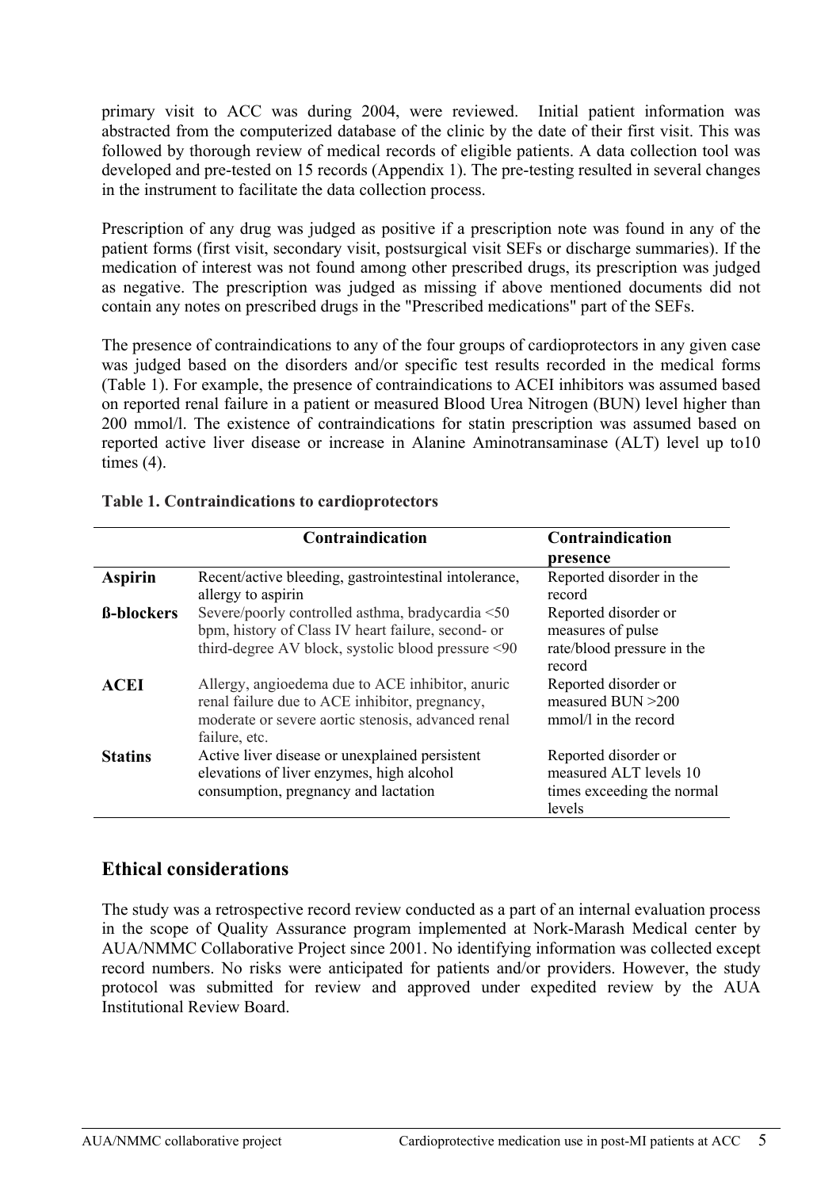primary visit to ACC was during 2004, were reviewed. Initial patient information was abstracted from the computerized database of the clinic by the date of their first visit. This was followed by thorough review of medical records of eligible patients. A data collection tool was developed and pre-tested on 15 records (Appendix 1). The pre-testing resulted in several changes in the instrument to facilitate the data collection process.

Prescription of any drug was judged as positive if a prescription note was found in any of the patient forms (first visit, secondary visit, postsurgical visit SEFs or discharge summaries). If the medication of interest was not found among other prescribed drugs, its prescription was judged as negative. The prescription was judged as missing if above mentioned documents did not contain any notes on prescribed drugs in the "Prescribed medications" part of the SEFs.

The presence of contraindications to any of the four groups of cardioprotectors in any given case was judged based on the disorders and/or specific test results recorded in the medical forms (Table 1). For example, the presence of contraindications to ACEI inhibitors was assumed based on reported renal failure in a patient or measured Blood Urea Nitrogen (BUN) level higher than 200 mmol/l. The existence of contraindications for statin prescription was assumed based on reported active liver disease or increase in Alanine Aminotransaminase (ALT) level up to10 times (4).

**Table 1. Contraindications to cardioprotectors**

| | Contraindication | Contraindication presence |
|---|---|---|
| **Aspirin** | Recent/active bleeding, gastrointestinal intolerance, allergy to aspirin | Reported disorder in the record |
| **ß-blockers** | Severe/poorly controlled asthma, bradycardia <50 bpm, history of Class IV heart failure, second- or third-degree AV block, systolic blood pressure <90 | Reported disorder or measures of pulse rate/blood pressure in the record |
| **ACEI** | Allergy, angioedema due to ACE inhibitor, anuric renal failure due to ACE inhibitor, pregnancy, moderate or severe aortic stenosis, advanced renal failure, etc. | Reported disorder or measured BUN >200 mmol/l in the record |
| **Statins** | Active liver disease or unexplained persistent elevations of liver enzymes, high alcohol consumption, pregnancy and lactation | Reported disorder or measured ALT levels 10 times exceeding the normal levels |

## Ethical considerations

The study was a retrospective record review conducted as a part of an internal evaluation process in the scope of Quality Assurance program implemented at Nork-Marash Medical center by AUA/NMMC Collaborative Project since 2001. No identifying information was collected except record numbers. No risks were anticipated for patients and/or providers. However, the study protocol was submitted for review and approved under expedited review by the AUA Institutional Review Board.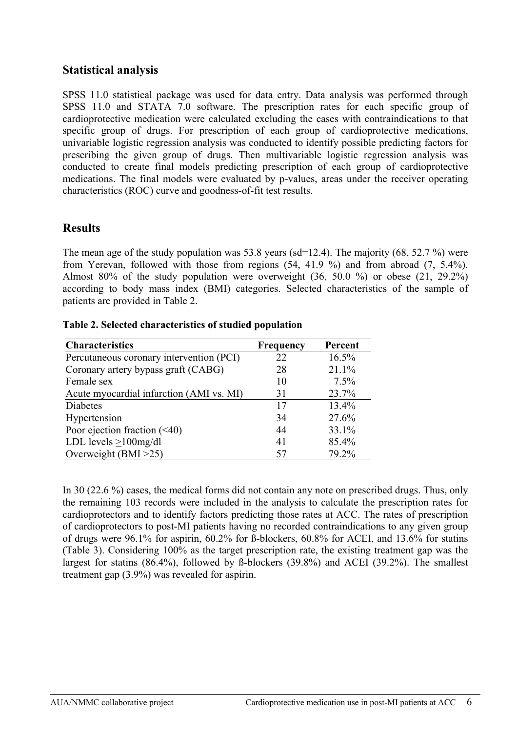## Statistical analysis

SPSS 11.0 statistical package was used for data entry. Data analysis was performed through SPSS 11.0 and STATA 7.0 software. The prescription rates for each specific group of cardioprotective medication were calculated excluding the cases with contraindications to that specific group of drugs. For prescription of each group of cardioprotective medications, univariable logistic regression analysis was conducted to identify possible predicting factors for prescribing the given group of drugs. Then multivariable logistic regression analysis was conducted to create final models predicting prescription of each group of cardioprotective medications. The final models were evaluated by p-values, areas under the receiver operating characteristics (ROC) curve and goodness-of-fit test results.

## Results

The mean age of the study population was 53.8 years (sd=12.4). The majority (68, 52.7 %) were from Yerevan, followed with those from regions (54, 41.9 %) and from abroad (7, 5.4%). Almost 80% of the study population were overweight (36, 50.0 %) or obese (21, 29.2%) according to body mass index (BMI) categories. Selected characteristics of the sample of patients are provided in Table 2.

**Table 2. Selected characteristics of studied population**

| Characteristics | Frequency | Percent |
|---|---|---|
| Percutaneous coronary intervention (PCI) | 22 | 16.5% |
| Coronary artery bypass graft (CABG) | 28 | 21.1% |
| Female sex | 10 | 7.5% |
| Acute myocardial infarction (AMI vs. MI) | 31 | 23.7% |
| Diabetes | 17 | 13.4% |
| Hypertension | 34 | 27.6% |
| Poor ejection fraction (<40) | 44 | 33.1% |
| LDL levels ≥100mg/dl | 41 | 85.4% |
| Overweight (BMI >25) | 57 | 79.2% |

In 30 (22.6 %) cases, the medical forms did not contain any note on prescribed drugs. Thus, only the remaining 103 records were included in the analysis to calculate the prescription rates for cardioprotectors and to identify factors predicting those rates at ACC. The rates of prescription of cardioprotectors to post-MI patients having no recorded contraindications to any given group of drugs were 96.1% for aspirin, 60.2% for ß-blockers, 60.8% for ACEI, and 13.6% for statins (Table 3). Considering 100% as the target prescription rate, the existing treatment gap was the largest for statins (86.4%), followed by ß-blockers (39.8%) and ACEI (39.2%). The smallest treatment gap (3.9%) was revealed for aspirin.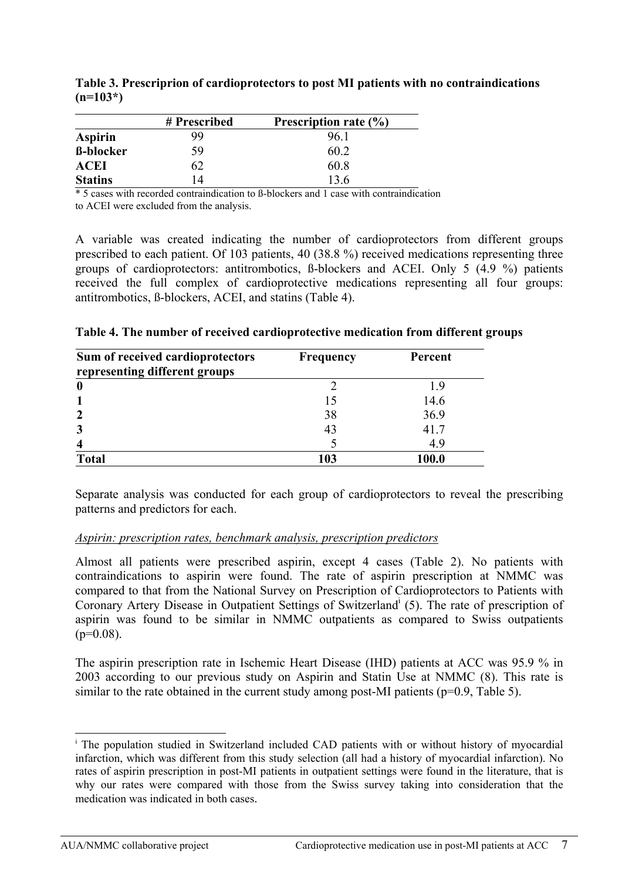**Table 3. Prescriprion of cardioprotectors to post MI patients with no contraindications (n=103*)**

| | # Prescribed | Prescription rate (%) |
|---|---|---|
| **Aspirin** | 99 | 96.1 |
| **ß-blocker** | 59 | 60.2 |
| **ACEI** | 62 | 60.8 |
| **Statins** | 14 | 13.6 |

* 5 cases with recorded contraindication to ß-blockers and 1 case with contraindication to ACEI were excluded from the analysis.

A variable was created indicating the number of cardioprotectors from different groups prescribed to each patient. Of 103 patients, 40 (38.8 %) received medications representing three groups of cardioprotectors: antitrombotics, ß-blockers and ACEI. Only 5 (4.9 %) patients received the full complex of cardioprotective medications representing all four groups: antitrombotics, ß-blockers, ACEI, and statins (Table 4).

**Table 4. The number of received cardioprotective medication from different groups**

| Sum of received cardioprotectors representing different groups | Frequency | Percent |
|---|---|---|
| **0** | 2 | 1.9 |
| **1** | 15 | 14.6 |
| **2** | 38 | 36.9 |
| **3** | 43 | 41.7 |
| **4** | 5 | 4.9 |
| **Total** | **103** | **100.0** |

Separate analysis was conducted for each group of cardioprotectors to reveal the prescribing patterns and predictors for each.

*Aspirin: prescription rates, benchmark analysis, prescription predictors*

Almost all patients were prescribed aspirin, except 4 cases (Table 2). No patients with contraindications to aspirin were found. The rate of aspirin prescription at NMMC was compared to that from the National Survey on Prescription of Cardioprotectors to Patients with Coronary Artery Disease in Outpatient Settings of Switzerland[i] (5). The rate of prescription of aspirin was found to be similar in NMMC outpatients as compared to Swiss outpatients ($p=0.08$).

The aspirin prescription rate in Ischemic Heart Disease (IHD) patients at ACC was 95.9 % in 2003 according to our previous study on Aspirin and Statin Use at NMMC (8). This rate is similar to the rate obtained in the current study among post-MI patients ($p=0.9$, Table 5).

[i] The population studied in Switzerland included CAD patients with or without history of myocardial infarction, which was different from this study selection (all had a history of myocardial infarction). No rates of aspirin prescription in post-MI patients in outpatient settings were found in the literature, that is why our rates were compared with those from the Swiss survey taking into consideration that the medication was indicated in both cases.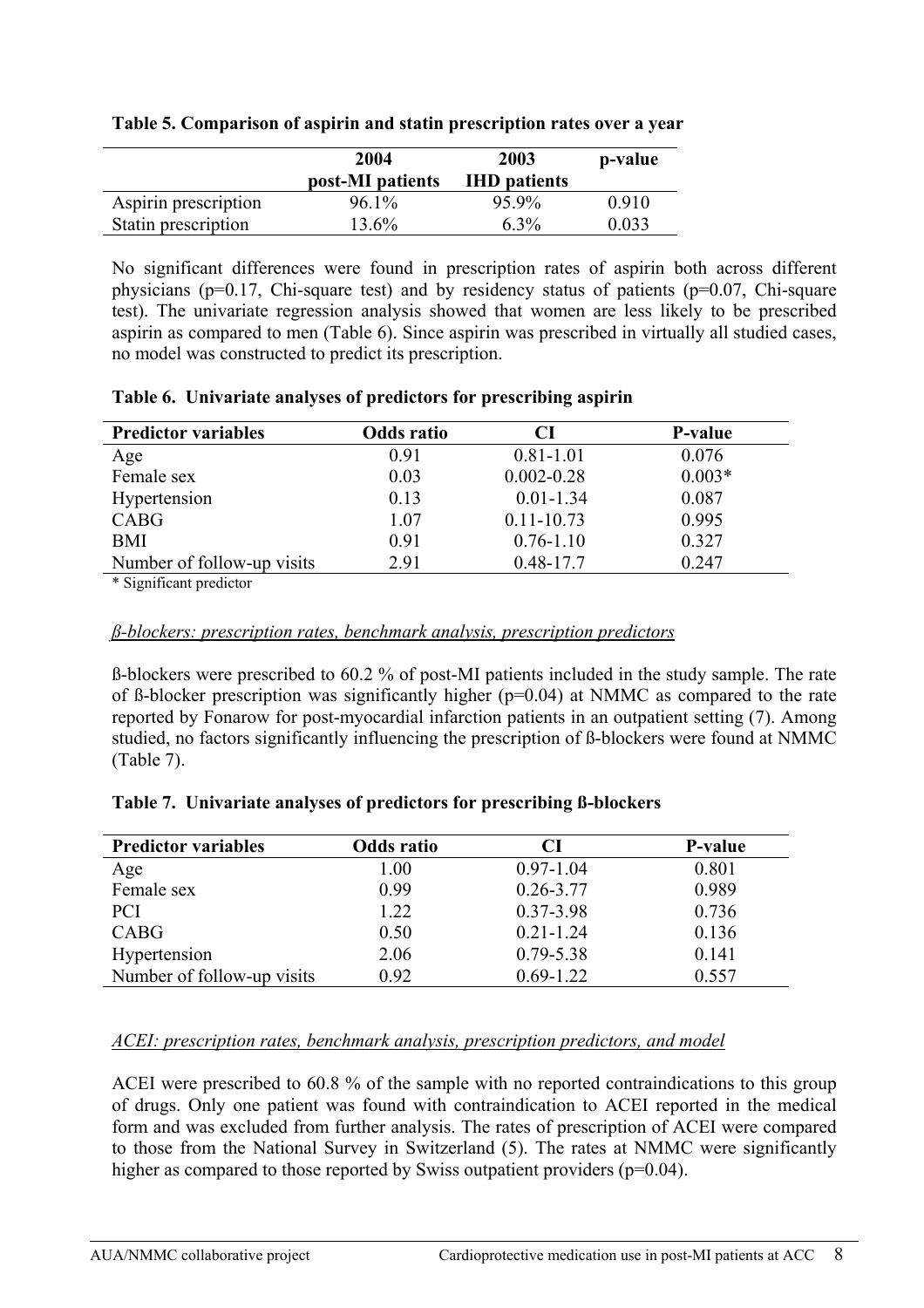**Table 5. Comparison of aspirin and statin prescription rates over a year**

| | 2004 post-MI patients | 2003 IHD patients | p-value |
|---|---|---|---|
| Aspirin prescription | 96.1% | 95.9% | 0.910 |
| Statin prescription | 13.6% | 6.3% | 0.033 |

No significant differences were found in prescription rates of aspirin both across different physicians (p=0.17, Chi-square test) and by residency status of patients (p=0.07, Chi-square test). The univariate regression analysis showed that women are less likely to be prescribed aspirin as compared to men (Table 6). Since aspirin was prescribed in virtually all studied cases, no model was constructed to predict its prescription.

**Table 6. Univariate analyses of predictors for prescribing aspirin**

| Predictor variables | Odds ratio | CI | P-value |
|---|---|---|---|
| Age | 0.91 | 0.81-1.01 | 0.076 |
| Female sex | 0.03 | 0.002-0.28 | 0.003* |
| Hypertension | 0.13 | 0.01-1.34 | 0.087 |
| CABG | 1.07 | 0.11-10.73 | 0.995 |
| BMI | 0.91 | 0.76-1.10 | 0.327 |
| Number of follow-up visits | 2.91 | 0.48-17.7 | 0.247 |

\* Significant predictor

*ß-blockers: prescription rates, benchmark analysis, prescription predictors*

ß-blockers were prescribed to 60.2 % of post-MI patients included in the study sample. The rate of ß-blocker prescription was significantly higher (p=0.04) at NMMC as compared to the rate reported by Fonarow for post-myocardial infarction patients in an outpatient setting (7). Among studied, no factors significantly influencing the prescription of ß-blockers were found at NMMC (Table 7).

**Table 7. Univariate analyses of predictors for prescribing ß-blockers**

| Predictor variables | Odds ratio | CI | P-value |
|---|---|---|---|
| Age | 1.00 | 0.97-1.04 | 0.801 |
| Female sex | 0.99 | 0.26-3.77 | 0.989 |
| PCI | 1.22 | 0.37-3.98 | 0.736 |
| CABG | 0.50 | 0.21-1.24 | 0.136 |
| Hypertension | 2.06 | 0.79-5.38 | 0.141 |
| Number of follow-up visits | 0.92 | 0.69-1.22 | 0.557 |

*ACEI: prescription rates, benchmark analysis, prescription predictors, and model*

ACEI were prescribed to 60.8 % of the sample with no reported contraindications to this group of drugs. Only one patient was found with contraindication to ACEI reported in the medical form and was excluded from further analysis. The rates of prescription of ACEI were compared to those from the National Survey in Switzerland (5). The rates at NMMC were significantly higher as compared to those reported by Swiss outpatient providers (p=0.04).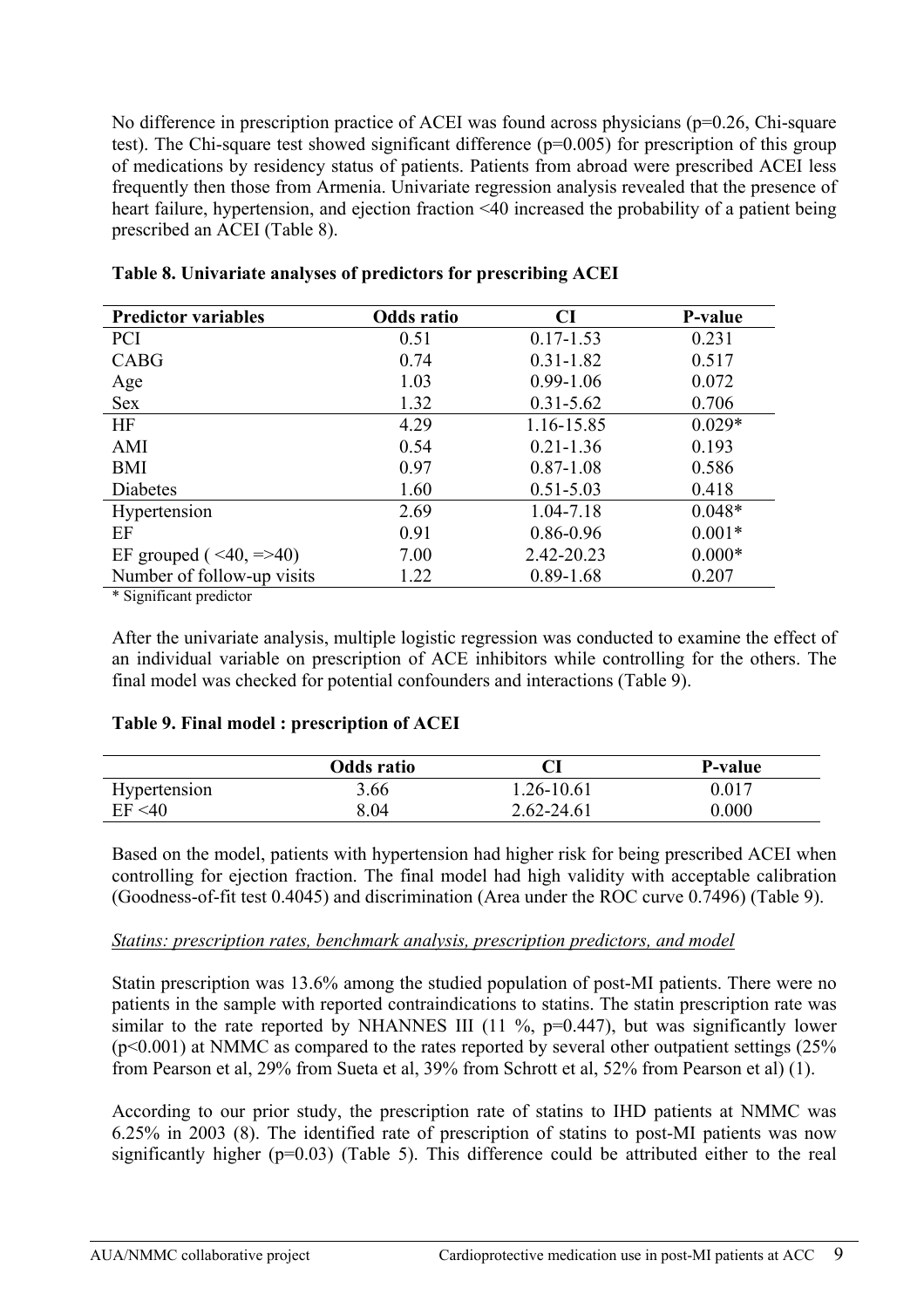No difference in prescription practice of ACEI was found across physicians (p=0.26, Chi-square test). The Chi-square test showed significant difference (p=0.005) for prescription of this group of medications by residency status of patients. Patients from abroad were prescribed ACEI less frequently then those from Armenia. Univariate regression analysis revealed that the presence of heart failure, hypertension, and ejection fraction <40 increased the probability of a patient being prescribed an ACEI (Table 8).

**Table 8. Univariate analyses of predictors for prescribing ACEI**

| Predictor variables | Odds ratio | CI | P-value |
|---|---|---|---|
| PCI | 0.51 | 0.17-1.53 | 0.231 |
| CABG | 0.74 | 0.31-1.82 | 0.517 |
| Age | 1.03 | 0.99-1.06 | 0.072 |
| Sex | 1.32 | 0.31-5.62 | 0.706 |
| HF | 4.29 | 1.16-15.85 | 0.029* |
| AMI | 0.54 | 0.21-1.36 | 0.193 |
| BMI | 0.97 | 0.87-1.08 | 0.586 |
| Diabetes | 1.60 | 0.51-5.03 | 0.418 |
| Hypertension | 2.69 | 1.04-7.18 | 0.048* |
| EF | 0.91 | 0.86-0.96 | 0.001* |
| EF grouped ( <40, =>40) | 7.00 | 2.42-20.23 | 0.000* |
| Number of follow-up visits | 1.22 | 0.89-1.68 | 0.207 |

\* Significant predictor

After the univariate analysis, multiple logistic regression was conducted to examine the effect of an individual variable on prescription of ACE inhibitors while controlling for the others. The final model was checked for potential confounders and interactions (Table 9).

**Table 9. Final model : prescription of ACEI**

| | Odds ratio | CI | P-value |
|---|---|---|---|
| Hypertension | 3.66 | 1.26-10.61 | 0.017 |
| EF <40 | 8.04 | 2.62-24.61 | 0.000 |

Based on the model, patients with hypertension had higher risk for being prescribed ACEI when controlling for ejection fraction. The final model had high validity with acceptable calibration (Goodness-of-fit test 0.4045) and discrimination (Area under the ROC curve 0.7496) (Table 9).

*Statins: prescription rates, benchmark analysis, prescription predictors, and model*

Statin prescription was 13.6% among the studied population of post-MI patients. There were no patients in the sample with reported contraindications to statins. The statin prescription rate was similar to the rate reported by NHANNES III (11 %, p=0.447), but was significantly lower (p<0.001) at NMMC as compared to the rates reported by several other outpatient settings (25% from Pearson et al, 29% from Sueta et al, 39% from Schrott et al, 52% from Pearson et al) (1).

According to our prior study, the prescription rate of statins to IHD patients at NMMC was 6.25% in 2003 (8). The identified rate of prescription of statins to post-MI patients was now significantly higher (p=0.03) (Table 5). This difference could be attributed either to the real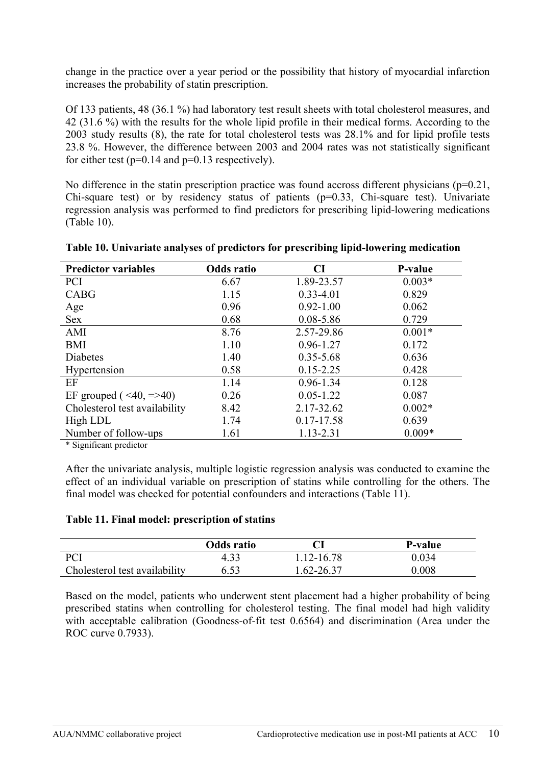change in the practice over a year period or the possibility that history of myocardial infarction increases the probability of statin prescription.

Of 133 patients, 48 (36.1 %) had laboratory test result sheets with total cholesterol measures, and 42 (31.6 %) with the results for the whole lipid profile in their medical forms. According to the 2003 study results (8), the rate for total cholesterol tests was 28.1% and for lipid profile tests 23.8 %. However, the difference between 2003 and 2004 rates was not statistically significant for either test (p=0.14 and p=0.13 respectively).

No difference in the statin prescription practice was found accross different physicians (p=0.21, Chi-square test) or by residency status of patients (p=0.33, Chi-square test). Univariate regression analysis was performed to find predictors for prescribing lipid-lowering medications (Table 10).

**Table 10. Univariate analyses of predictors for prescribing lipid-lowering medication**

| Predictor variables | Odds ratio | CI | P-value |
|---|---|---|---|
| PCI | 6.67 | 1.89-23.57 | 0.003* |
| CABG | 1.15 | 0.33-4.01 | 0.829 |
| Age | 0.96 | 0.92-1.00 | 0.062 |
| Sex | 0.68 | 0.08-5.86 | 0.729 |
| AMI | 8.76 | 2.57-29.86 | 0.001* |
| BMI | 1.10 | 0.96-1.27 | 0.172 |
| Diabetes | 1.40 | 0.35-5.68 | 0.636 |
| Hypertension | 0.58 | 0.15-2.25 | 0.428 |
| EF | 1.14 | 0.96-1.34 | 0.128 |
| EF grouped ( <40, =>40) | 0.26 | 0.05-1.22 | 0.087 |
| Cholesterol test availability | 8.42 | 2.17-32.62 | 0.002* |
| High LDL | 1.74 | 0.17-17.58 | 0.639 |
| Number of follow-ups | 1.61 | 1.13-2.31 | 0.009* |

\* Significant predictor

After the univariate analysis, multiple logistic regression analysis was conducted to examine the effect of an individual variable on prescription of statins while controlling for the others. The final model was checked for potential confounders and interactions (Table 11).

**Table 11. Final model: prescription of statins**

| | Odds ratio | CI | P-value |
|---|---|---|---|
| PCI | 4.33 | 1.12-16.78 | 0.034 |
| Cholesterol test availability | 6.53 | 1.62-26.37 | 0.008 |

Based on the model, patients who underwent stent placement had a higher probability of being prescribed statins when controlling for cholesterol testing. The final model had high validity with acceptable calibration (Goodness-of-fit test 0.6564) and discrimination (Area under the ROC curve 0.7933).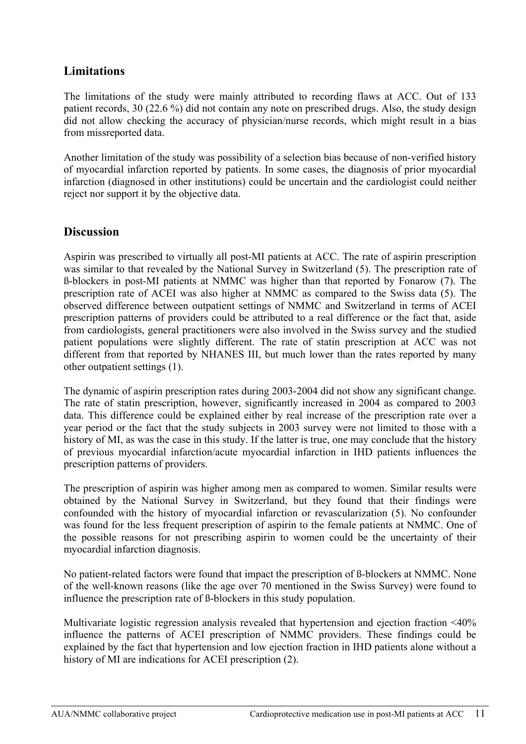## Limitations

The limitations of the study were mainly attributed to recording flaws at ACC. Out of 133 patient records, 30 (22.6 %) did not contain any note on prescribed drugs. Also, the study design did not allow checking the accuracy of physician/nurse records, which might result in a bias from missreported data.

Another limitation of the study was possibility of a selection bias because of non-verified history of myocardial infarction reported by patients. In some cases, the diagnosis of prior myocardial infarction (diagnosed in other institutions) could be uncertain and the cardiologist could neither reject nor support it by the objective data.

## Discussion

Aspirin was prescribed to virtually all post-MI patients at ACC. The rate of aspirin prescription was similar to that revealed by the National Survey in Switzerland (5). The prescription rate of ß-blockers in post-MI patients at NMMC was higher than that reported by Fonarow (7). The prescription rate of ACEI was also higher at NMMC as compared to the Swiss data (5). The observed difference between outpatient settings of NMMC and Switzerland in terms of ACEI prescription patterns of providers could be attributed to a real difference or the fact that, aside from cardiologists, general practitioners were also involved in the Swiss survey and the studied patient populations were slightly different. The rate of statin prescription at ACC was not different from that reported by NHANES III, but much lower than the rates reported by many other outpatient settings (1).

The dynamic of aspirin prescription rates during 2003-2004 did not show any significant change. The rate of statin prescription, however, significantly increased in 2004 as compared to 2003 data. This difference could be explained either by real increase of the prescription rate over a year period or the fact that the study subjects in 2003 survey were not limited to those with a history of MI, as was the case in this study. If the latter is true, one may conclude that the history of previous myocardial infarction/acute myocardial infarction in IHD patients influences the prescription patterns of providers.

The prescription of aspirin was higher among men as compared to women. Similar results were obtained by the National Survey in Switzerland, but they found that their findings were confounded with the history of myocardial infarction or revascularization (5). No confounder was found for the less frequent prescription of aspirin to the female patients at NMMC. One of the possible reasons for not prescribing aspirin to women could be the uncertainty of their myocardial infarction diagnosis.

No patient-related factors were found that impact the prescription of ß-blockers at NMMC. None of the well-known reasons (like the age over 70 mentioned in the Swiss Survey) were found to influence the prescription rate of ß-blockers in this study population.

Multivariate logistic regression analysis revealed that hypertension and ejection fraction <40% influence the patterns of ACEI prescription of NMMC providers. These findings could be explained by the fact that hypertension and low ejection fraction in IHD patients alone without a history of MI are indications for ACEI prescription (2).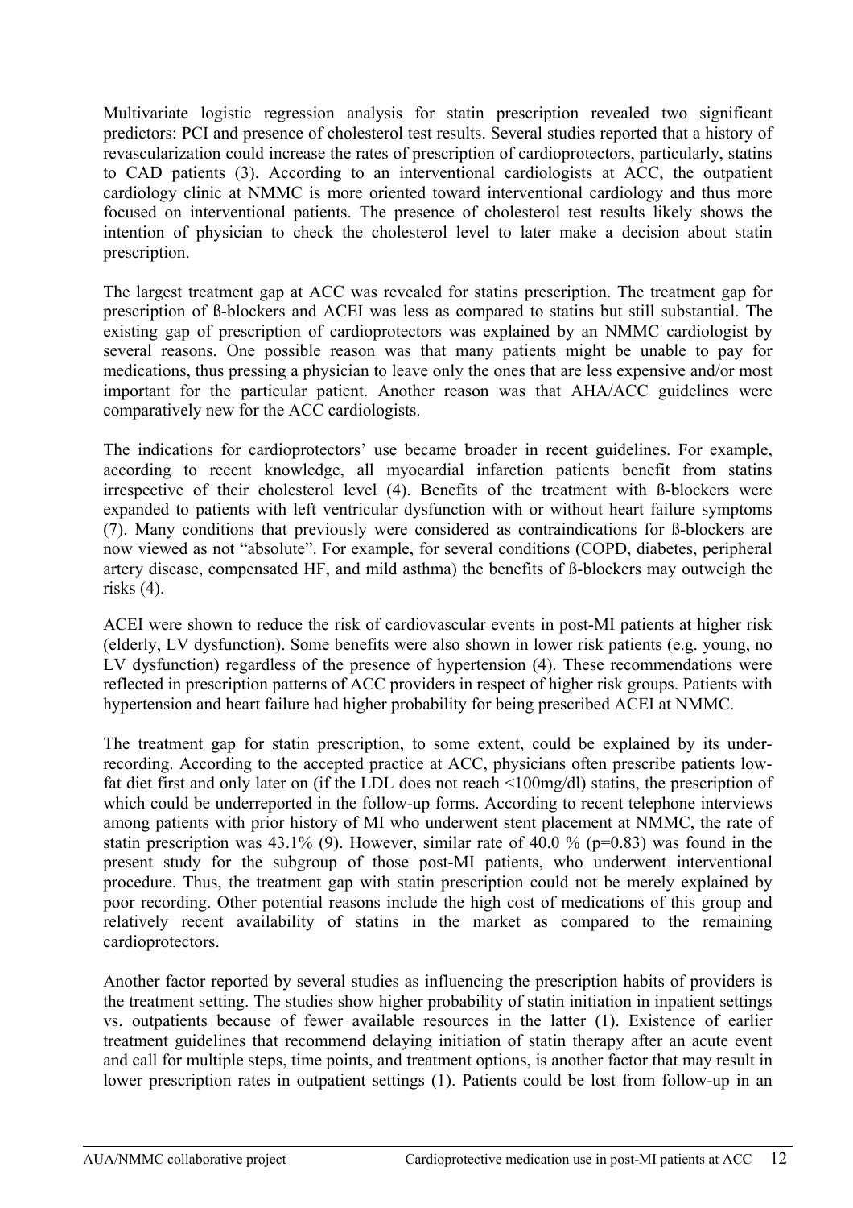Multivariate logistic regression analysis for statin prescription revealed two significant predictors: PCI and presence of cholesterol test results. Several studies reported that a history of revascularization could increase the rates of prescription of cardioprotectors, particularly, statins to CAD patients (3). According to an interventional cardiologists at ACC, the outpatient cardiology clinic at NMMC is more oriented toward interventional cardiology and thus more focused on interventional patients. The presence of cholesterol test results likely shows the intention of physician to check the cholesterol level to later make a decision about statin prescription.

The largest treatment gap at ACC was revealed for statins prescription. The treatment gap for prescription of ß-blockers and ACEI was less as compared to statins but still substantial. The existing gap of prescription of cardioprotectors was explained by an NMMC cardiologist by several reasons. One possible reason was that many patients might be unable to pay for medications, thus pressing a physician to leave only the ones that are less expensive and/or most important for the particular patient. Another reason was that AHA/ACC guidelines were comparatively new for the ACC cardiologists.

The indications for cardioprotectors' use became broader in recent guidelines. For example, according to recent knowledge, all myocardial infarction patients benefit from statins irrespective of their cholesterol level (4). Benefits of the treatment with ß-blockers were expanded to patients with left ventricular dysfunction with or without heart failure symptoms (7). Many conditions that previously were considered as contraindications for ß-blockers are now viewed as not "absolute". For example, for several conditions (COPD, diabetes, peripheral artery disease, compensated HF, and mild asthma) the benefits of ß-blockers may outweigh the risks (4).

ACEI were shown to reduce the risk of cardiovascular events in post-MI patients at higher risk (elderly, LV dysfunction). Some benefits were also shown in lower risk patients (e.g. young, no LV dysfunction) regardless of the presence of hypertension (4). These recommendations were reflected in prescription patterns of ACC providers in respect of higher risk groups. Patients with hypertension and heart failure had higher probability for being prescribed ACEI at NMMC.

The treatment gap for statin prescription, to some extent, could be explained by its under-recording. According to the accepted practice at ACC, physicians often prescribe patients low-fat diet first and only later on (if the LDL does not reach <100mg/dl) statins, the prescription of which could be underreported in the follow-up forms. According to recent telephone interviews among patients with prior history of MI who underwent stent placement at NMMC, the rate of statin prescription was 43.1% (9). However, similar rate of 40.0 % ($p=0.83$) was found in the present study for the subgroup of those post-MI patients, who underwent interventional procedure. Thus, the treatment gap with statin prescription could not be merely explained by poor recording. Other potential reasons include the high cost of medications of this group and relatively recent availability of statins in the market as compared to the remaining cardioprotectors.

Another factor reported by several studies as influencing the prescription habits of providers is the treatment setting. The studies show higher probability of statin initiation in inpatient settings vs. outpatients because of fewer available resources in the latter (1). Existence of earlier treatment guidelines that recommend delaying initiation of statin therapy after an acute event and call for multiple steps, time points, and treatment options, is another factor that may result in lower prescription rates in outpatient settings (1). Patients could be lost from follow-up in an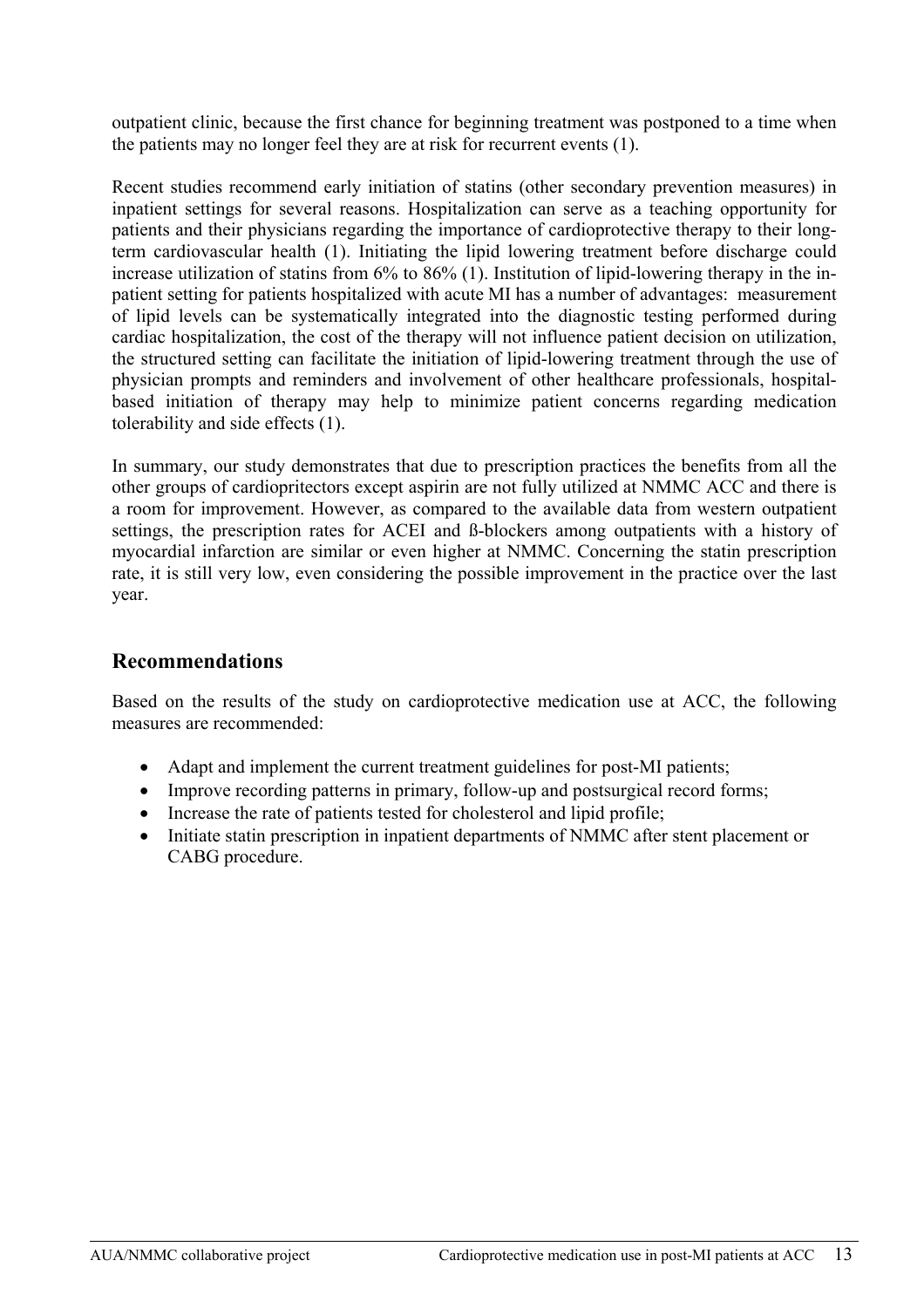outpatient clinic, because the first chance for beginning treatment was postponed to a time when the patients may no longer feel they are at risk for recurrent events (1).

Recent studies recommend early initiation of statins (other secondary prevention measures) in inpatient settings for several reasons. Hospitalization can serve as a teaching opportunity for patients and their physicians regarding the importance of cardioprotective therapy to their long-term cardiovascular health (1). Initiating the lipid lowering treatment before discharge could increase utilization of statins from 6% to 86% (1). Institution of lipid-lowering therapy in the in-patient setting for patients hospitalized with acute MI has a number of advantages: measurement of lipid levels can be systematically integrated into the diagnostic testing performed during cardiac hospitalization, the cost of the therapy will not influence patient decision on utilization, the structured setting can facilitate the initiation of lipid-lowering treatment through the use of physician prompts and reminders and involvement of other healthcare professionals, hospital-based initiation of therapy may help to minimize patient concerns regarding medication tolerability and side effects (1).

In summary, our study demonstrates that due to prescription practices the benefits from all the other groups of cardiopritectors except aspirin are not fully utilized at NMMC ACC and there is a room for improvement. However, as compared to the available data from western outpatient settings, the prescription rates for ACEI and ß-blockers among outpatients with a history of myocardial infarction are similar or even higher at NMMC. Concerning the statin prescription rate, it is still very low, even considering the possible improvement in the practice over the last year.

## Recommendations

Based on the results of the study on cardioprotective medication use at ACC, the following measures are recommended:

- Adapt and implement the current treatment guidelines for post-MI patients;
- Improve recording patterns in primary, follow-up and postsurgical record forms;
- Increase the rate of patients tested for cholesterol and lipid profile;
- Initiate statin prescription in inpatient departments of NMMC after stent placement or CABG procedure.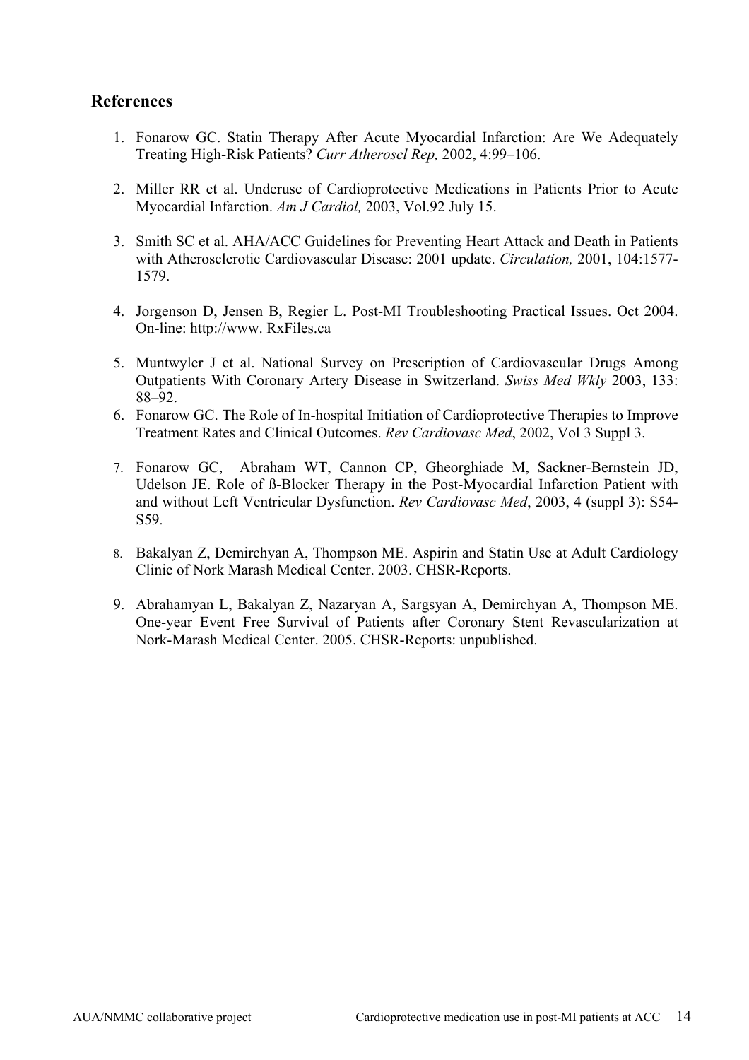## References

1. Fonarow GC. Statin Therapy After Acute Myocardial Infarction: Are We Adequately Treating High-Risk Patients? *Curr Atheroscl Rep,* 2002, 4:99–106.

2. Miller RR et al. Underuse of Cardioprotective Medications in Patients Prior to Acute Myocardial Infarction. *Am J Cardiol,* 2003, Vol.92 July 15.

3. Smith SC et al. AHA/ACC Guidelines for Preventing Heart Attack and Death in Patients with Atherosclerotic Cardiovascular Disease: 2001 update. *Circulation,* 2001, 104:1577-1579.

4. Jorgenson D, Jensen B, Regier L. Post-MI Troubleshooting Practical Issues. Oct 2004. On-line: http://www. RxFiles.ca

5. Muntwyler J et al. National Survey on Prescription of Cardiovascular Drugs Among Outpatients With Coronary Artery Disease in Switzerland. *Swiss Med Wkly* 2003, 133: 88–92.

6. Fonarow GC. The Role of In-hospital Initiation of Cardioprotective Therapies to Improve Treatment Rates and Clinical Outcomes. *Rev Cardiovasc Med*, 2002, Vol 3 Suppl 3.

7. Fonarow GC, Abraham WT, Cannon CP, Gheorghiade M, Sackner-Bernstein JD, Udelson JE. Role of ß-Blocker Therapy in the Post-Myocardial Infarction Patient with and without Left Ventricular Dysfunction. *Rev Cardiovasc Med*, 2003, 4 (suppl 3): S54-S59.

8. Bakalyan Z, Demirchyan A, Thompson ME. Aspirin and Statin Use at Adult Cardiology Clinic of Nork Marash Medical Center. 2003. CHSR-Reports.

9. Abrahamyan L, Bakalyan Z, Nazaryan A, Sargsyan A, Demirchyan A, Thompson ME. One-year Event Free Survival of Patients after Coronary Stent Revascularization at Nork-Marash Medical Center. 2005. CHSR-Reports: unpublished.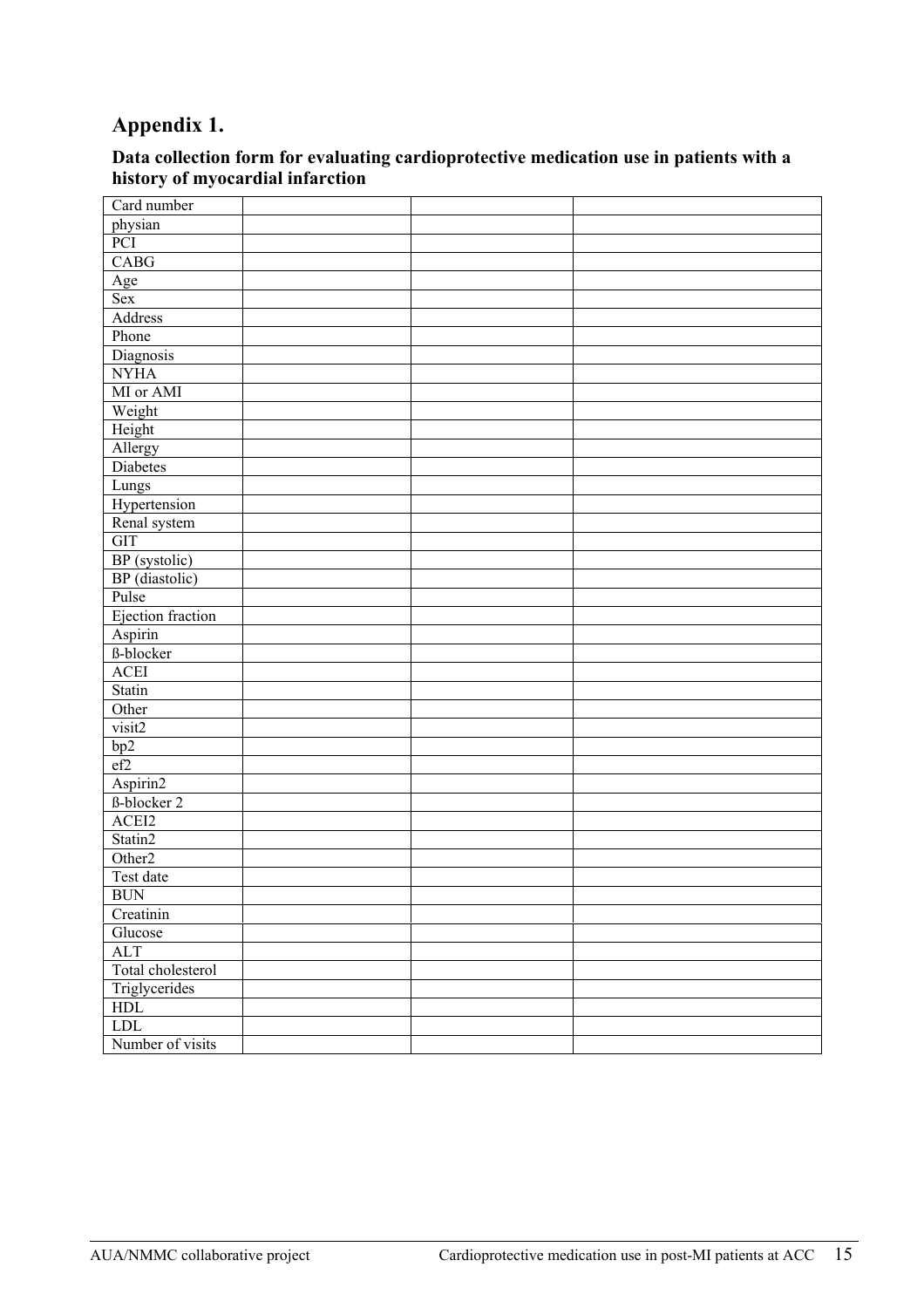## Appendix 1.

**Data collection form for evaluating cardioprotective medication use in patients with a history of myocardial infarction**

| | | | |
|---|---|---|---|
| Card number | | | |
| physian | | | |
| PCI | | | |
| CABG | | | |
| Age | | | |
| Sex | | | |
| Address | | | |
| Phone | | | |
| Diagnosis | | | |
| NYHA | | | |
| MI or AMI | | | |
| Weight | | | |
| Height | | | |
| Allergy | | | |
| Diabetes | | | |
| Lungs | | | |
| Hypertension | | | |
| Renal system | | | |
| GIT | | | |
| BP (systolic) | | | |
| BP (diastolic) | | | |
| Pulse | | | |
| Ejection fraction | | | |
| Aspirin | | | |
| ß-blocker | | | |
| ACEI | | | |
| Statin | | | |
| Other | | | |
| visit2 | | | |
| bp2 | | | |
| ef2 | | | |
| Aspirin2 | | | |
| ß-blocker 2 | | | |
| ACEI2 | | | |
| Statin2 | | | |
| Other2 | | | |
| Test date | | | |
| BUN | | | |
| Creatinin | | | |
| Glucose | | | |
| ALT | | | |
| Total cholesterol | | | |
| Triglycerides | | | |
| HDL | | | |
| LDL | | | |
| Number of visits | | | |